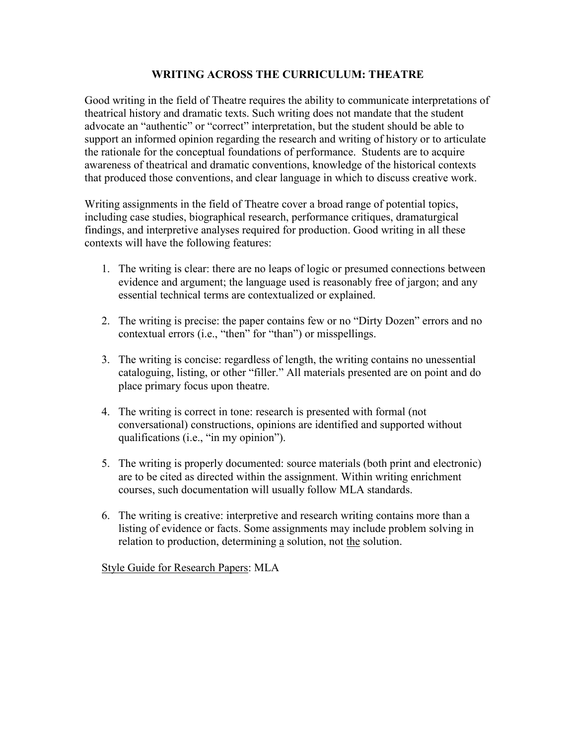# WRITING ACROSS THE CURRICULUM: THEATRE

Good writing in the field of Theatre requires the ability to communicate interpretations of theatrical history and dramatic texts. Such writing does not mandate that the student advocate an "authentic" or "correct" interpretation, but the student should be able to support an informed opinion regarding the research and writing of history or to articulate the rationale for the conceptual foundations of performance. Students are to acquire awareness of theatrical and dramatic conventions, knowledge of the historical contexts that produced those conventions, and clear language in which to discuss creative work.

Writing assignments in the field of Theatre cover a broad range of potential topics, including case studies, biographical research, performance critiques, dramaturgical findings, and interpretive analyses required for production. Good writing in all these contexts will have the following features:

1. The writing is clear: there are no leaps of logic or presumed connections between evidence and argument; the language used is reasonably free of jargon; and any essential technical terms are contextualized or explained.

2. The writing is precise: the paper contains few or no "Dirty Dozen" errors and no contextual errors (i.e., "then" for "than") or misspellings.

3. The writing is concise: regardless of length, the writing contains no unessential cataloguing, listing, or other "filler." All materials presented are on point and do place primary focus upon theatre.

4. The writing is correct in tone: research is presented with formal (not conversational) constructions, opinions are identified and supported without qualifications (i.e., "in my opinion").

5. The writing is properly documented: source materials (both print and electronic) are to be cited as directed within the assignment. Within writing enrichment courses, such documentation will usually follow MLA standards.

6. The writing is creative: interpretive and research writing contains more than a listing of evidence or facts. Some assignments may include problem solving in relation to production, determining <u>a</u> solution, not <u>the</u> solution.

<u>Style Guide for Research Papers</u>: MLA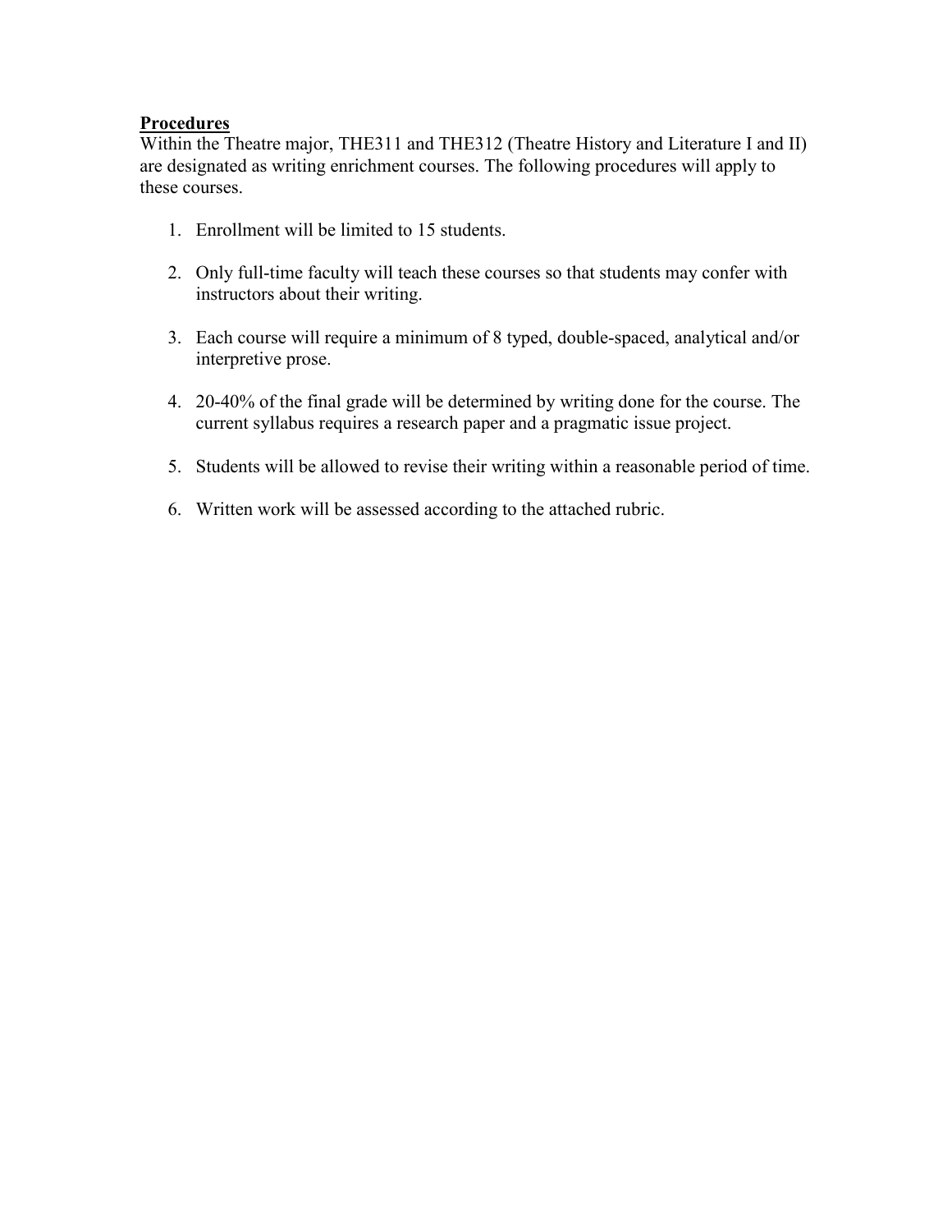**Procedures**

Within the Theatre major, THE311 and THE312 (Theatre History and Literature I and II) are designated as writing enrichment courses. The following procedures will apply to these courses.

1. Enrollment will be limited to 15 students.

2. Only full-time faculty will teach these courses so that students may confer with instructors about their writing.

3. Each course will require a minimum of 8 typed, double-spaced, analytical and/or interpretive prose.

4. 20-40% of the final grade will be determined by writing done for the course. The current syllabus requires a research paper and a pragmatic issue project.

5. Students will be allowed to revise their writing within a reasonable period of time.

6. Written work will be assessed according to the attached rubric.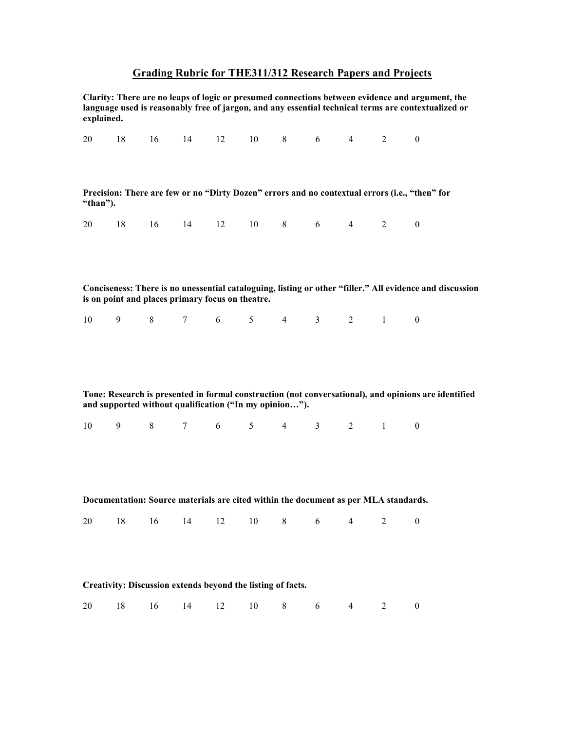## Grading Rubric for THE311/312 Research Papers and Projects

**Clarity: There are no leaps of logic or presumed connections between evidence and argument, the language used is reasonably free of jargon, and any essential technical terms are contextualized or explained.**

20 18 16 14 12 10 8 6 4 2 0

**Precision: There are few or no "Dirty Dozen" errors and no contextual errors (i.e., "then" for "than").**

20 18 16 14 12 10 8 6 4 2 0

**Conciseness: There is no unessential cataloguing, listing or other "filler." All evidence and discussion is on point and places primary focus on theatre.**

10 9 8 7 6 5 4 3 2 1 0

**Tone: Research is presented in formal construction (not conversational), and opinions are identified and supported without qualification ("In my opinion…").**

10 9 8 7 6 5 4 3 2 1 0

**Documentation: Source materials are cited within the document as per MLA standards.**

20 18 16 14 12 10 8 6 4 2 0

**Creativity: Discussion extends beyond the listing of facts.**

20 18 16 14 12 10 8 6 4 2 0